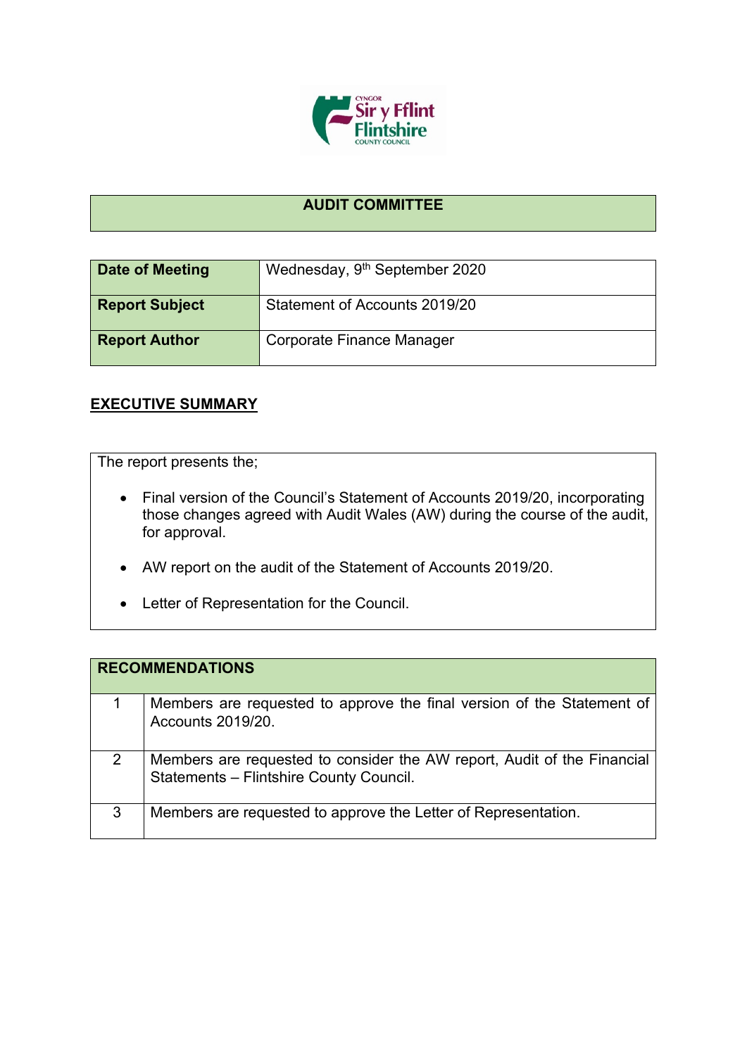# AUDIT COMMITTEE

| Date of Meeting | Wednesday, 9th September 2020 |
|---|---|
| Report Subject | Statement of Accounts 2019/20 |
| Report Author | Corporate Finance Manager |

## EXECUTIVE SUMMARY

The report presents the;

- Final version of the Council's Statement of Accounts 2019/20, incorporating those changes agreed with Audit Wales (AW) during the course of the audit, for approval.
- AW report on the audit of the Statement of Accounts 2019/20.
- Letter of Representation for the Council.

| RECOMMENDATIONS | |
|---|---|
| 1 | Members are requested to approve the final version of the Statement of Accounts 2019/20. |
| 2 | Members are requested to consider the AW report, Audit of the Financial Statements – Flintshire County Council. |
| 3 | Members are requested to approve the Letter of Representation. |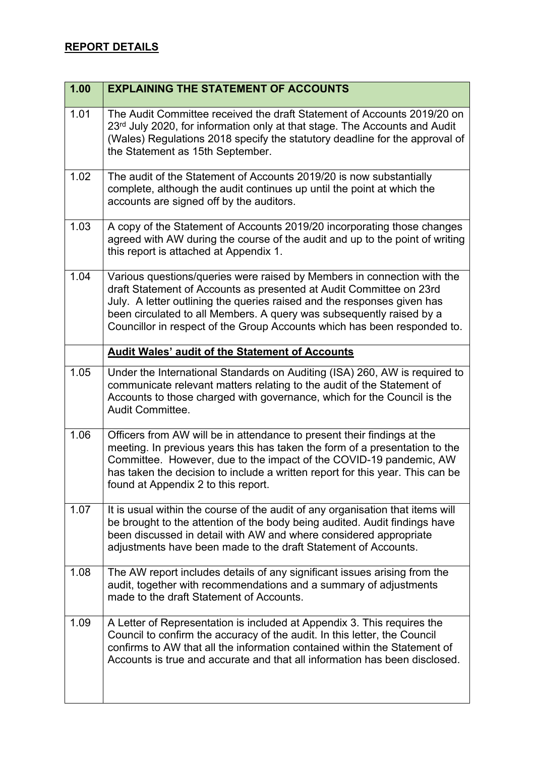## REPORT DETAILS

| 1.00 | EXPLAINING THE STATEMENT OF ACCOUNTS |
|---|---|
| 1.01 | The Audit Committee received the draft Statement of Accounts 2019/20 on 23rd July 2020, for information only at that stage. The Accounts and Audit (Wales) Regulations 2018 specify the statutory deadline for the approval of the Statement as 15th September. |
| 1.02 | The audit of the Statement of Accounts 2019/20 is now substantially complete, although the audit continues up until the point at which the accounts are signed off by the auditors. |
| 1.03 | A copy of the Statement of Accounts 2019/20 incorporating those changes agreed with AW during the course of the audit and up to the point of writing this report is attached at Appendix 1. |
| 1.04 | Various questions/queries were raised by Members in connection with the draft Statement of Accounts as presented at Audit Committee on 23rd July. A letter outlining the queries raised and the responses given has been circulated to all Members. A query was subsequently raised by a Councillor in respect of the Group Accounts which has been responded to. |
| | **Audit Wales' audit of the Statement of Accounts** |
| 1.05 | Under the International Standards on Auditing (ISA) 260, AW is required to communicate relevant matters relating to the audit of the Statement of Accounts to those charged with governance, which for the Council is the Audit Committee. |
| 1.06 | Officers from AW will be in attendance to present their findings at the meeting. In previous years this has taken the form of a presentation to the Committee. However, due to the impact of the COVID-19 pandemic, AW has taken the decision to include a written report for this year. This can be found at Appendix 2 to this report. |
| 1.07 | It is usual within the course of the audit of any organisation that items will be brought to the attention of the body being audited. Audit findings have been discussed in detail with AW and where considered appropriate adjustments have been made to the draft Statement of Accounts. |
| 1.08 | The AW report includes details of any significant issues arising from the audit, together with recommendations and a summary of adjustments made to the draft Statement of Accounts. |
| 1.09 | A Letter of Representation is included at Appendix 3. This requires the Council to confirm the accuracy of the audit. In this letter, the Council confirms to AW that all the information contained within the Statement of Accounts is true and accurate and that all information has been disclosed. |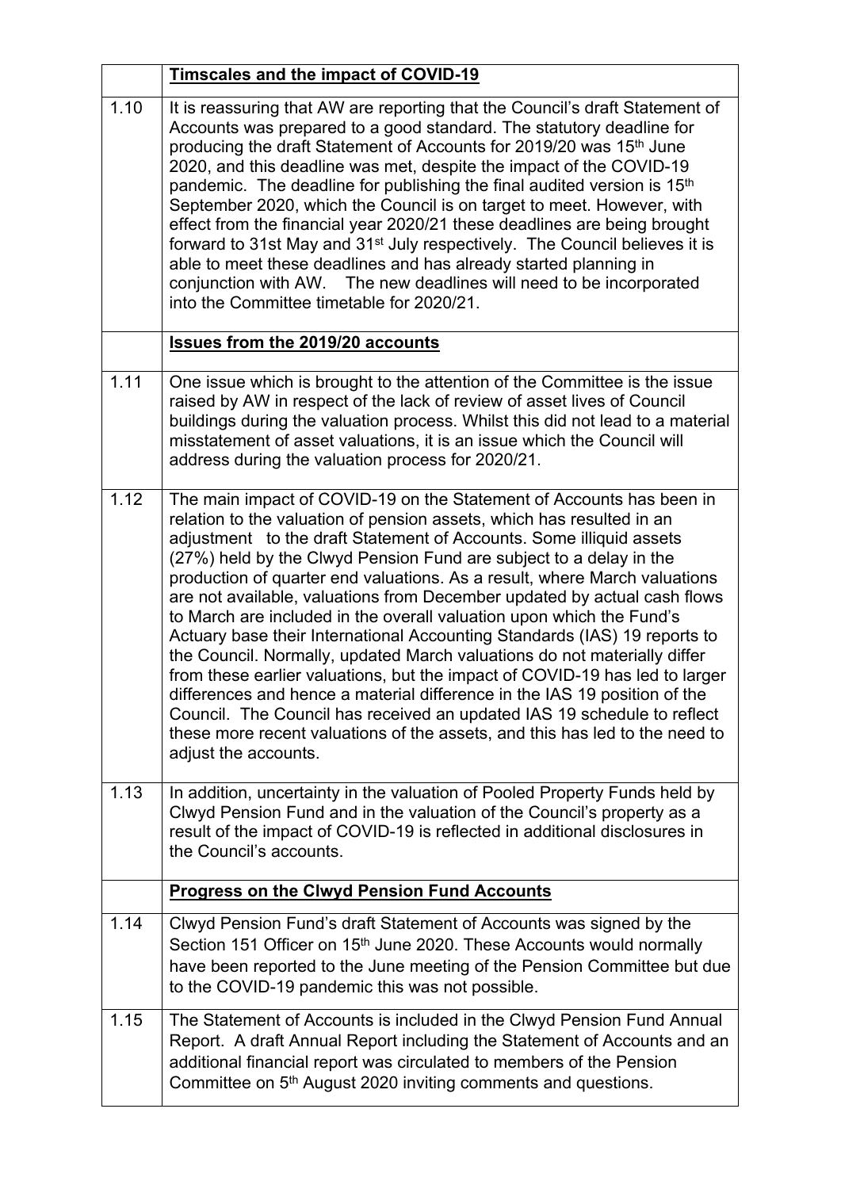| | **Timscales and the impact of COVID-19** |
|---|---|
| 1.10 | It is reassuring that AW are reporting that the Council's draft Statement of Accounts was prepared to a good standard. The statutory deadline for producing the draft Statement of Accounts for 2019/20 was 15th June 2020, and this deadline was met, despite the impact of the COVID-19 pandemic. The deadline for publishing the final audited version is 15th September 2020, which the Council is on target to meet. However, with effect from the financial year 2020/21 these deadlines are being brought forward to 31st May and 31st July respectively. The Council believes it is able to meet these deadlines and has already started planning in conjunction with AW. The new deadlines will need to be incorporated into the Committee timetable for 2020/21. |
| | **Issues from the 2019/20 accounts** |
| 1.11 | One issue which is brought to the attention of the Committee is the issue raised by AW in respect of the lack of review of asset lives of Council buildings during the valuation process. Whilst this did not lead to a material misstatement of asset valuations, it is an issue which the Council will address during the valuation process for 2020/21. |
| 1.12 | The main impact of COVID-19 on the Statement of Accounts has been in relation to the valuation of pension assets, which has resulted in an adjustment to the draft Statement of Accounts. Some illiquid assets (27%) held by the Clwyd Pension Fund are subject to a delay in the production of quarter end valuations. As a result, where March valuations are not available, valuations from December updated by actual cash flows to March are included in the overall valuation upon which the Fund's Actuary base their International Accounting Standards (IAS) 19 reports to the Council. Normally, updated March valuations do not materially differ from these earlier valuations, but the impact of COVID-19 has led to larger differences and hence a material difference in the IAS 19 position of the Council. The Council has received an updated IAS 19 schedule to reflect these more recent valuations of the assets, and this has led to the need to adjust the accounts. |
| 1.13 | In addition, uncertainty in the valuation of Pooled Property Funds held by Clwyd Pension Fund and in the valuation of the Council's property as a result of the impact of COVID-19 is reflected in additional disclosures in the Council's accounts. |
| | **Progress on the Clwyd Pension Fund Accounts** |
| 1.14 | Clwyd Pension Fund's draft Statement of Accounts was signed by the Section 151 Officer on 15th June 2020. These Accounts would normally have been reported to the June meeting of the Pension Committee but due to the COVID-19 pandemic this was not possible. |
| 1.15 | The Statement of Accounts is included in the Clwyd Pension Fund Annual Report. A draft Annual Report including the Statement of Accounts and an additional financial report was circulated to members of the Pension Committee on 5th August 2020 inviting comments and questions. |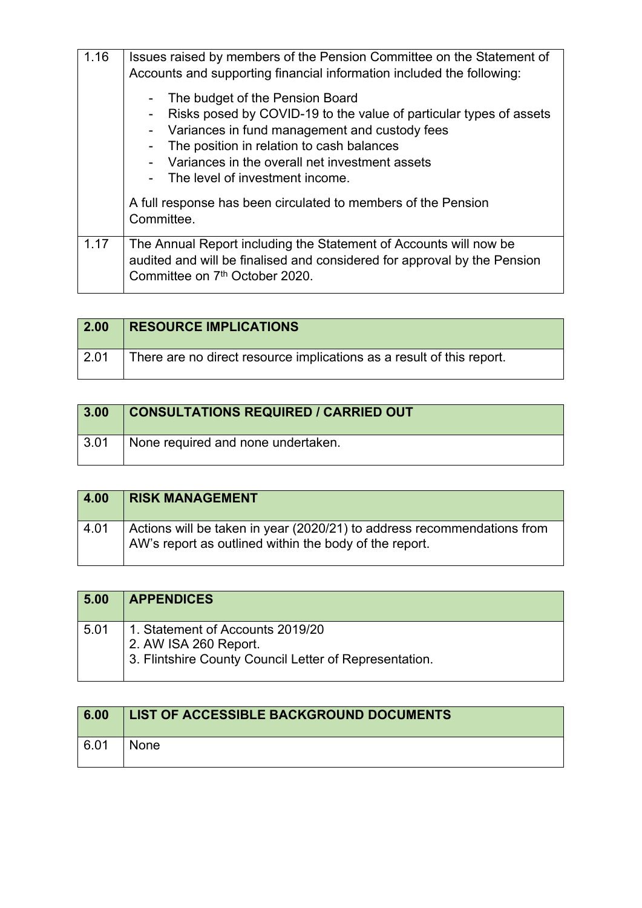| | |
|---|---|
| 1.16 | Issues raised by members of the Pension Committee on the Statement of Accounts and supporting financial information included the following:<br><br>- The budget of the Pension Board<br>- Risks posed by COVID-19 to the value of particular types of assets<br>- Variances in fund management and custody fees<br>- The position in relation to cash balances<br>- Variances in the overall net investment assets<br>- The level of investment income.<br><br>A full response has been circulated to members of the Pension Committee. |
| 1.17 | The Annual Report including the Statement of Accounts will now be audited and will be finalised and considered for approval by the Pension Committee on 7th October 2020. |

| 2.00 | RESOURCE IMPLICATIONS |
|---|---|
| 2.01 | There are no direct resource implications as a result of this report. |

| 3.00 | CONSULTATIONS REQUIRED / CARRIED OUT |
|---|---|
| 3.01 | None required and none undertaken. |

| 4.00 | RISK MANAGEMENT |
|---|---|
| 4.01 | Actions will be taken in year (2020/21) to address recommendations from AW's report as outlined within the body of the report. |

| 5.00 | APPENDICES |
|---|---|
| 5.01 | 1. Statement of Accounts 2019/20<br>2. AW ISA 260 Report.<br>3. Flintshire County Council Letter of Representation. |

| 6.00 | LIST OF ACCESSIBLE BACKGROUND DOCUMENTS |
|---|---|
| 6.01 | None |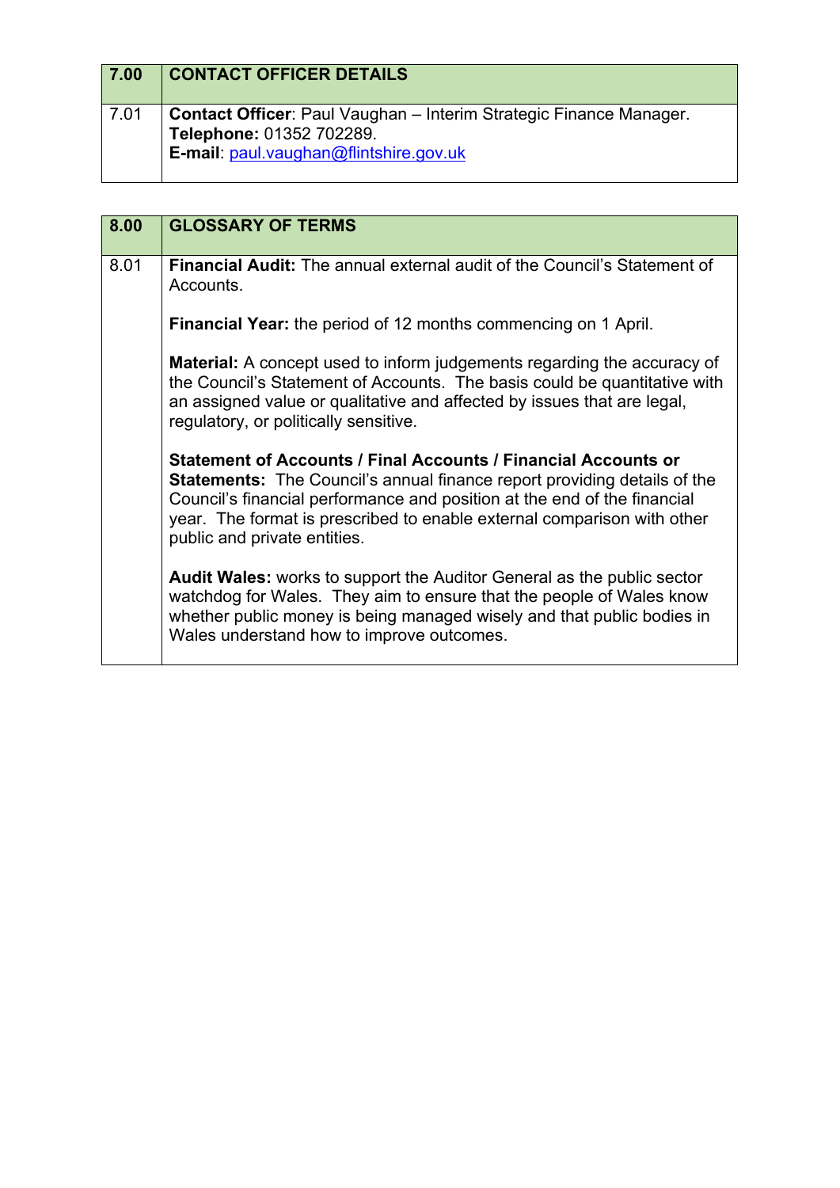| 7.00 | CONTACT OFFICER DETAILS |
| --- | --- |
| 7.01 | **Contact Officer**: Paul Vaughan – Interim Strategic Finance Manager.<br>**Telephone:** 01352 702289.<br>**E-mail**: paul.vaughan@flintshire.gov.uk |

| 8.00 | GLOSSARY OF TERMS |
| --- | --- |
| 8.01 | **Financial Audit:** The annual external audit of the Council's Statement of Accounts.<br><br>**Financial Year:** the period of 12 months commencing on 1 April.<br><br>**Material:** A concept used to inform judgements regarding the accuracy of the Council's Statement of Accounts. The basis could be quantitative with an assigned value or qualitative and affected by issues that are legal, regulatory, or politically sensitive.<br><br>**Statement of Accounts / Final Accounts / Financial Accounts or Statements:** The Council's annual finance report providing details of the Council's financial performance and position at the end of the financial year. The format is prescribed to enable external comparison with other public and private entities.<br><br>**Audit Wales:** works to support the Auditor General as the public sector watchdog for Wales. They aim to ensure that the people of Wales know whether public money is being managed wisely and that public bodies in Wales understand how to improve outcomes. |